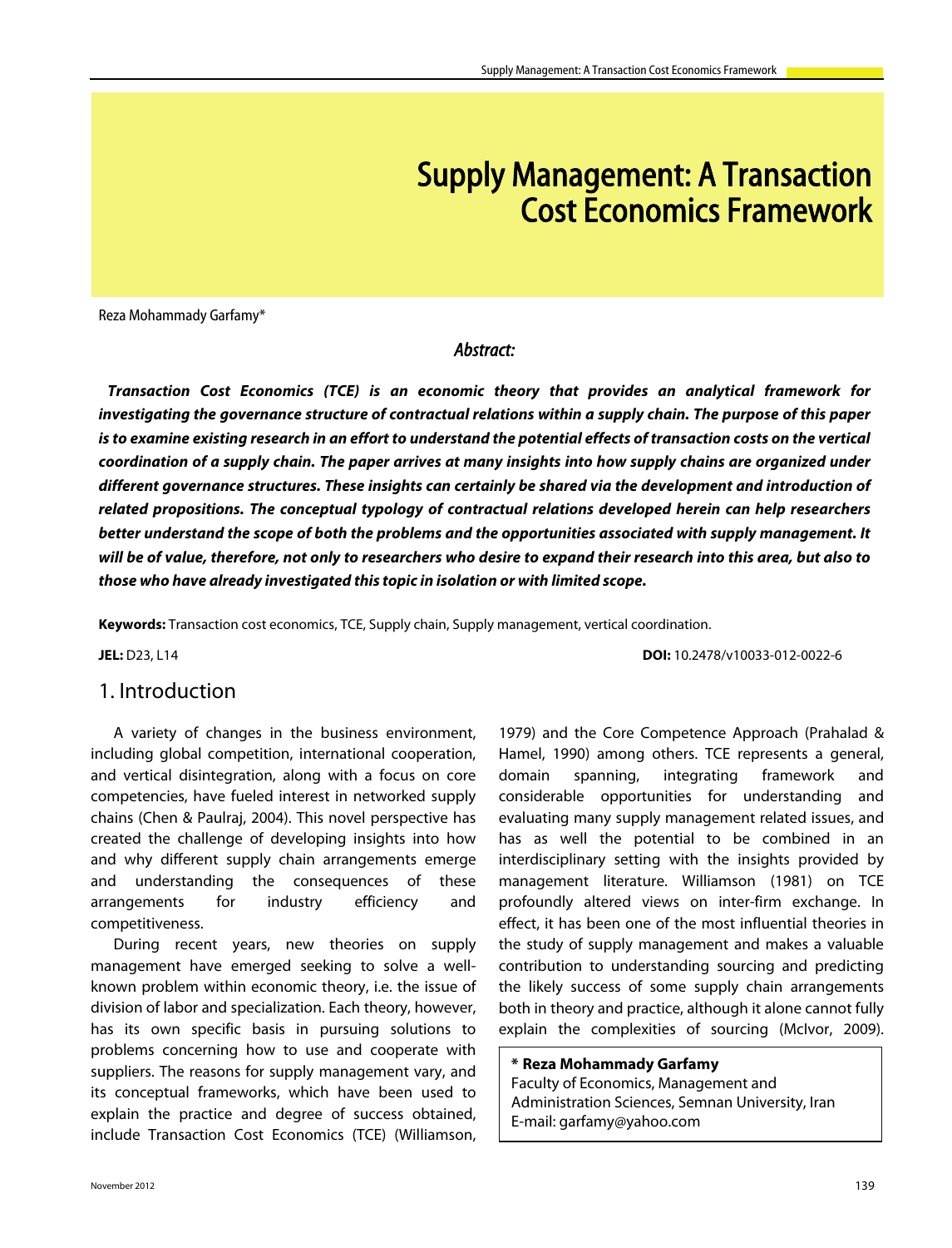# Supply Management: A Transaction Cost Economics Framework

Reza Mohammady Garfamy*

### *Abstract:*

***Transaction Cost Economics (TCE) is an economic theory that provides an analytical framework for investigating the governance structure of contractual relations within a supply chain. The purpose of this paper is to examine existing research in an effort to understand the potential effects of transaction costs on the vertical coordination of a supply chain. The paper arrives at many insights into how supply chains are organized under different governance structures. These insights can certainly be shared via the development and introduction of related propositions. The conceptual typology of contractual relations developed herein can help researchers better understand the scope of both the problems and the opportunities associated with supply management. It will be of value, therefore, not only to researchers who desire to expand their research into this area, but also to those who have already investigated this topic in isolation or with limited scope.***

**Keywords:** Transaction cost economics, TCE, Supply chain, Supply management, vertical coordination.

**JEL:** D23, L14

**DOI:** 10.2478/v10033-012-0022-6

## 1. Introduction

A variety of changes in the business environment, including global competition, international cooperation, and vertical disintegration, along with a focus on core competencies, have fueled interest in networked supply chains (Chen & Paulraj, 2004). This novel perspective has created the challenge of developing insights into how and why different supply chain arrangements emerge and understanding the consequences of these arrangements for industry efficiency and competitiveness.

During recent years, new theories on supply management have emerged seeking to solve a well-known problem within economic theory, i.e. the issue of division of labor and specialization. Each theory, however, has its own specific basis in pursuing solutions to problems concerning how to use and cooperate with suppliers. The reasons for supply management vary, and its conceptual frameworks, which have been used to explain the practice and degree of success obtained, include Transaction Cost Economics (TCE) (Williamson, 1979) and the Core Competence Approach (Prahalad & Hamel, 1990) among others. TCE represents a general, domain spanning, integrating framework and considerable opportunities for understanding and evaluating many supply management related issues, and has as well the potential to be combined in an interdisciplinary setting with the insights provided by management literature. Williamson (1981) on TCE profoundly altered views on inter-firm exchange. In effect, it has been one of the most influential theories in the study of supply management and makes a valuable contribution to understanding sourcing and predicting the likely success of some supply chain arrangements both in theory and practice, although it alone cannot fully explain the complexities of sourcing (McIvor, 2009).

**\* Reza Mohammady Garfamy**
Faculty of Economics, Management and Administration Sciences, Semnan University, Iran
E-mail: garfamy@yahoo.com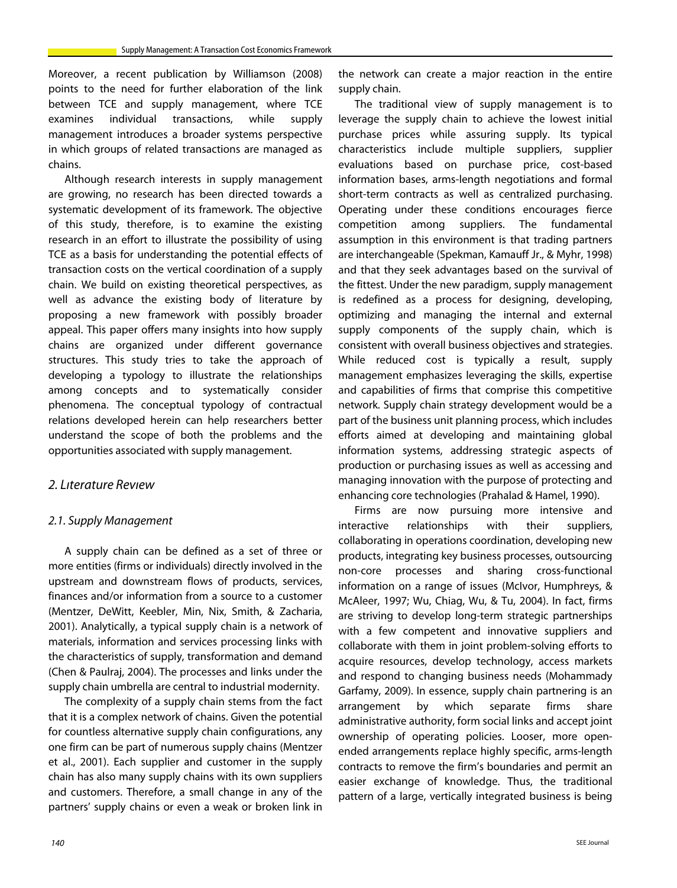Moreover, a recent publication by Williamson (2008) points to the need for further elaboration of the link between TCE and supply management, where TCE examines individual transactions, while supply management introduces a broader systems perspective in which groups of related transactions are managed as chains.

Although research interests in supply management are growing, no research has been directed towards a systematic development of its framework. The objective of this study, therefore, is to examine the existing research in an effort to illustrate the possibility of using TCE as a basis for understanding the potential effects of transaction costs on the vertical coordination of a supply chain. We build on existing theoretical perspectives, as well as advance the existing body of literature by proposing a new framework with possibly broader appeal. This paper offers many insights into how supply chains are organized under different governance structures. This study tries to take the approach of developing a typology to illustrate the relationships among concepts and to systematically consider phenomena. The conceptual typology of contractual relations developed herein can help researchers better understand the scope of both the problems and the opportunities associated with supply management.

## 2. Lıterature Revıew

### 2.1. Supply Management

A supply chain can be defined as a set of three or more entities (firms or individuals) directly involved in the upstream and downstream flows of products, services, finances and/or information from a source to a customer (Mentzer, DeWitt, Keebler, Min, Nix, Smith, & Zacharia, 2001). Analytically, a typical supply chain is a network of materials, information and services processing links with the characteristics of supply, transformation and demand (Chen & Paulraj, 2004). The processes and links under the supply chain umbrella are central to industrial modernity.

The complexity of a supply chain stems from the fact that it is a complex network of chains. Given the potential for countless alternative supply chain configurations, any one firm can be part of numerous supply chains (Mentzer et al., 2001). Each supplier and customer in the supply chain has also many supply chains with its own suppliers and customers. Therefore, a small change in any of the partners' supply chains or even a weak or broken link in the network can create a major reaction in the entire supply chain.

The traditional view of supply management is to leverage the supply chain to achieve the lowest initial purchase prices while assuring supply. Its typical characteristics include multiple suppliers, supplier evaluations based on purchase price, cost-based information bases, arms-length negotiations and formal short-term contracts as well as centralized purchasing. Operating under these conditions encourages fierce competition among suppliers. The fundamental assumption in this environment is that trading partners are interchangeable (Spekman, Kamauff Jr., & Myhr, 1998) and that they seek advantages based on the survival of the fittest. Under the new paradigm, supply management is redefined as a process for designing, developing, optimizing and managing the internal and external supply components of the supply chain, which is consistent with overall business objectives and strategies. While reduced cost is typically a result, supply management emphasizes leveraging the skills, expertise and capabilities of firms that comprise this competitive network. Supply chain strategy development would be a part of the business unit planning process, which includes efforts aimed at developing and maintaining global information systems, addressing strategic aspects of production or purchasing issues as well as accessing and managing innovation with the purpose of protecting and enhancing core technologies (Prahalad & Hamel, 1990).

Firms are now pursuing more intensive and interactive relationships with their suppliers, collaborating in operations coordination, developing new products, integrating key business processes, outsourcing non-core processes and sharing cross-functional information on a range of issues (McIvor, Humphreys, & McAleer, 1997; Wu, Chiag, Wu, & Tu, 2004). In fact, firms are striving to develop long-term strategic partnerships with a few competent and innovative suppliers and collaborate with them in joint problem-solving efforts to acquire resources, develop technology, access markets and respond to changing business needs (Mohammady Garfamy, 2009). In essence, supply chain partnering is an arrangement by which separate firms share administrative authority, form social links and accept joint ownership of operating policies. Looser, more open-ended arrangements replace highly specific, arms-length contracts to remove the firm's boundaries and permit an easier exchange of knowledge. Thus, the traditional pattern of a large, vertically integrated business is being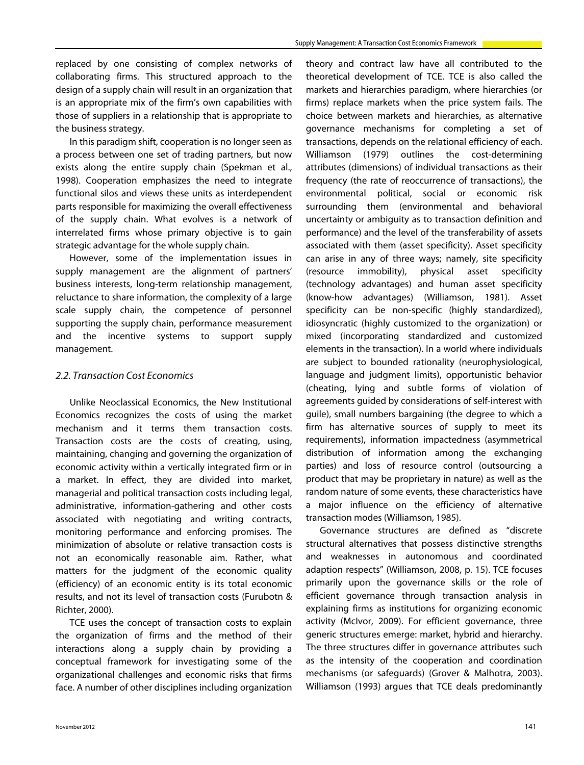replaced by one consisting of complex networks of collaborating firms. This structured approach to the design of a supply chain will result in an organization that is an appropriate mix of the firm's own capabilities with those of suppliers in a relationship that is appropriate to the business strategy.

In this paradigm shift, cooperation is no longer seen as a process between one set of trading partners, but now exists along the entire supply chain (Spekman et al., 1998). Cooperation emphasizes the need to integrate functional silos and views these units as interdependent parts responsible for maximizing the overall effectiveness of the supply chain. What evolves is a network of interrelated firms whose primary objective is to gain strategic advantage for the whole supply chain.

However, some of the implementation issues in supply management are the alignment of partners' business interests, long-term relationship management, reluctance to share information, the complexity of a large scale supply chain, the competence of personnel supporting the supply chain, performance measurement and the incentive systems to support supply management.

### *2.2. Transaction Cost Economics*

Unlike Neoclassical Economics, the New Institutional Economics recognizes the costs of using the market mechanism and it terms them transaction costs. Transaction costs are the costs of creating, using, maintaining, changing and governing the organization of economic activity within a vertically integrated firm or in a market. In effect, they are divided into market, managerial and political transaction costs including legal, administrative, information-gathering and other costs associated with negotiating and writing contracts, monitoring performance and enforcing promises. The minimization of absolute or relative transaction costs is not an economically reasonable aim. Rather, what matters for the judgment of the economic quality (efficiency) of an economic entity is its total economic results, and not its level of transaction costs (Furubotn & Richter, 2000).

TCE uses the concept of transaction costs to explain the organization of firms and the method of their interactions along a supply chain by providing a conceptual framework for investigating some of the organizational challenges and economic risks that firms face. A number of other disciplines including organization theory and contract law have all contributed to the theoretical development of TCE. TCE is also called the markets and hierarchies paradigm, where hierarchies (or firms) replace markets when the price system fails. The choice between markets and hierarchies, as alternative governance mechanisms for completing a set of transactions, depends on the relational efficiency of each. Williamson (1979) outlines the cost-determining attributes (dimensions) of individual transactions as their frequency (the rate of reoccurrence of transactions), the environmental political, social or economic risk surrounding them (environmental and behavioral uncertainty or ambiguity as to transaction definition and performance) and the level of the transferability of assets associated with them (asset specificity). Asset specificity can arise in any of three ways; namely, site specificity (resource immobility), physical asset specificity (technology advantages) and human asset specificity (know-how advantages) (Williamson, 1981). Asset specificity can be non-specific (highly standardized), idiosyncratic (highly customized to the organization) or mixed (incorporating standardized and customized elements in the transaction). In a world where individuals are subject to bounded rationality (neurophysiological, language and judgment limits), opportunistic behavior (cheating, lying and subtle forms of violation of agreements guided by considerations of self-interest with guile), small numbers bargaining (the degree to which a firm has alternative sources of supply to meet its requirements), information impactedness (asymmetrical distribution of information among the exchanging parties) and loss of resource control (outsourcing a product that may be proprietary in nature) as well as the random nature of some events, these characteristics have a major influence on the efficiency of alternative transaction modes (Williamson, 1985).

Governance structures are defined as "discrete structural alternatives that possess distinctive strengths and weaknesses in autonomous and coordinated adaption respects" (Williamson, 2008, p. 15). TCE focuses primarily upon the governance skills or the role of efficient governance through transaction analysis in explaining firms as institutions for organizing economic activity (McIvor, 2009). For efficient governance, three generic structures emerge: market, hybrid and hierarchy. The three structures differ in governance attributes such as the intensity of the cooperation and coordination mechanisms (or safeguards) (Grover & Malhotra, 2003). Williamson (1993) argues that TCE deals predominantly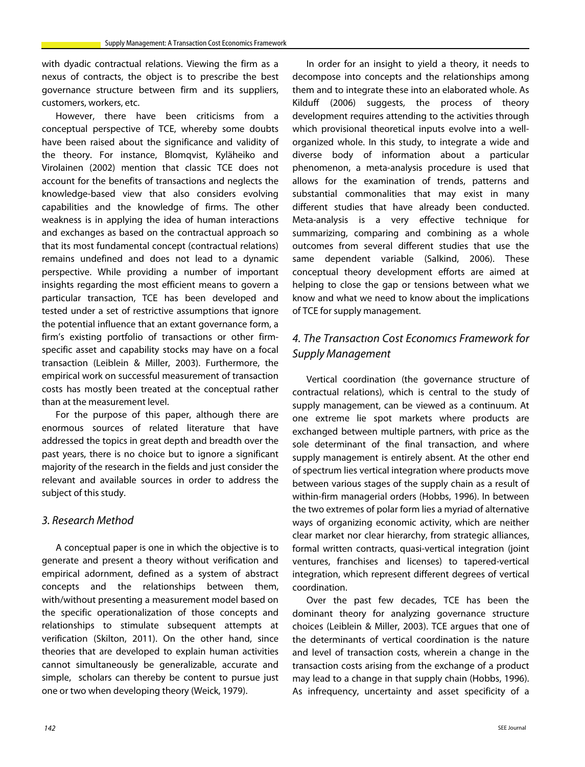with dyadic contractual relations. Viewing the firm as a nexus of contracts, the object is to prescribe the best governance structure between firm and its suppliers, customers, workers, etc.

However, there have been criticisms from a conceptual perspective of TCE, whereby some doubts have been raised about the significance and validity of the theory. For instance, Blomqvist, Kyläheiko and Virolainen (2002) mention that classic TCE does not account for the benefits of transactions and neglects the knowledge-based view that also considers evolving capabilities and the knowledge of firms. The other weakness is in applying the idea of human interactions and exchanges as based on the contractual approach so that its most fundamental concept (contractual relations) remains undefined and does not lead to a dynamic perspective. While providing a number of important insights regarding the most efficient means to govern a particular transaction, TCE has been developed and tested under a set of restrictive assumptions that ignore the potential influence that an extant governance form, a firm's existing portfolio of transactions or other firm-specific asset and capability stocks may have on a focal transaction (Leiblein & Miller, 2003). Furthermore, the empirical work on successful measurement of transaction costs has mostly been treated at the conceptual rather than at the measurement level.

For the purpose of this paper, although there are enormous sources of related literature that have addressed the topics in great depth and breadth over the past years, there is no choice but to ignore a significant majority of the research in the fields and just consider the relevant and available sources in order to address the subject of this study.

## *3. Research Method*

A conceptual paper is one in which the objective is to generate and present a theory without verification and empirical adornment, defined as a system of abstract concepts and the relationships between them, with/without presenting a measurement model based on the specific operationalization of those concepts and relationships to stimulate subsequent attempts at verification (Skilton, 2011). On the other hand, since theories that are developed to explain human activities cannot simultaneously be generalizable, accurate and simple, scholars can thereby be content to pursue just one or two when developing theory (Weick, 1979).

In order for an insight to yield a theory, it needs to decompose into concepts and the relationships among them and to integrate these into an elaborated whole. As Kilduff (2006) suggests, the process of theory development requires attending to the activities through which provisional theoretical inputs evolve into a well-organized whole. In this study, to integrate a wide and diverse body of information about a particular phenomenon, a meta-analysis procedure is used that allows for the examination of trends, patterns and substantial commonalities that may exist in many different studies that have already been conducted. Meta-analysis is a very effective technique for summarizing, comparing and combining as a whole outcomes from several different studies that use the same dependent variable (Salkind, 2006). These conceptual theory development efforts are aimed at helping to close the gap or tensions between what we know and what we need to know about the implications of TCE for supply management.

## *4. The Transactıon Cost Economıcs Framework for Supply Management*

Vertical coordination (the governance structure of contractual relations), which is central to the study of supply management, can be viewed as a continuum. At one extreme lie spot markets where products are exchanged between multiple partners, with price as the sole determinant of the final transaction, and where supply management is entirely absent. At the other end of spectrum lies vertical integration where products move between various stages of the supply chain as a result of within-firm managerial orders (Hobbs, 1996). In between the two extremes of polar form lies a myriad of alternative ways of organizing economic activity, which are neither clear market nor clear hierarchy, from strategic alliances, formal written contracts, quasi-vertical integration (joint ventures, franchises and licenses) to tapered-vertical integration, which represent different degrees of vertical coordination.

Over the past few decades, TCE has been the dominant theory for analyzing governance structure choices (Leiblein & Miller, 2003). TCE argues that one of the determinants of vertical coordination is the nature and level of transaction costs, wherein a change in the transaction costs arising from the exchange of a product may lead to a change in that supply chain (Hobbs, 1996). As infrequency, uncertainty and asset specificity of a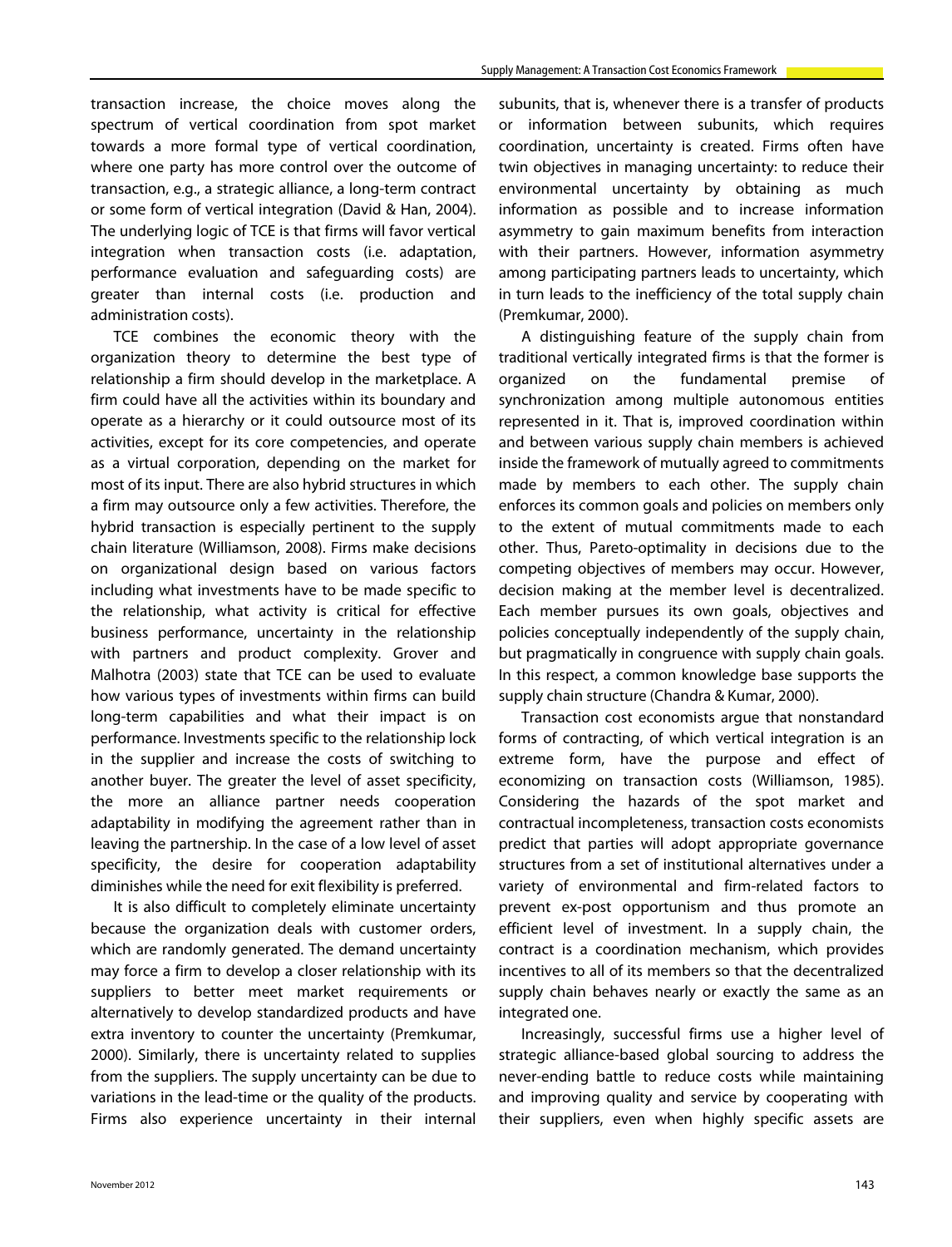transaction increase, the choice moves along the spectrum of vertical coordination from spot market towards a more formal type of vertical coordination, where one party has more control over the outcome of transaction, e.g., a strategic alliance, a long-term contract or some form of vertical integration (David & Han, 2004). The underlying logic of TCE is that firms will favor vertical integration when transaction costs (i.e. adaptation, performance evaluation and safeguarding costs) are greater than internal costs (i.e. production and administration costs).

TCE combines the economic theory with the organization theory to determine the best type of relationship a firm should develop in the marketplace. A firm could have all the activities within its boundary and operate as a hierarchy or it could outsource most of its activities, except for its core competencies, and operate as a virtual corporation, depending on the market for most of its input. There are also hybrid structures in which a firm may outsource only a few activities. Therefore, the hybrid transaction is especially pertinent to the supply chain literature (Williamson, 2008). Firms make decisions on organizational design based on various factors including what investments have to be made specific to the relationship, what activity is critical for effective business performance, uncertainty in the relationship with partners and product complexity. Grover and Malhotra (2003) state that TCE can be used to evaluate how various types of investments within firms can build long-term capabilities and what their impact is on performance. Investments specific to the relationship lock in the supplier and increase the costs of switching to another buyer. The greater the level of asset specificity, the more an alliance partner needs cooperation adaptability in modifying the agreement rather than in leaving the partnership. In the case of a low level of asset specificity, the desire for cooperation adaptability diminishes while the need for exit flexibility is preferred.

It is also difficult to completely eliminate uncertainty because the organization deals with customer orders, which are randomly generated. The demand uncertainty may force a firm to develop a closer relationship with its suppliers to better meet market requirements or alternatively to develop standardized products and have extra inventory to counter the uncertainty (Premkumar, 2000). Similarly, there is uncertainty related to supplies from the suppliers. The supply uncertainty can be due to variations in the lead-time or the quality of the products. Firms also experience uncertainty in their internal subunits, that is, whenever there is a transfer of products or information between subunits, which requires coordination, uncertainty is created. Firms often have twin objectives in managing uncertainty: to reduce their environmental uncertainty by obtaining as much information as possible and to increase information asymmetry to gain maximum benefits from interaction with their partners. However, information asymmetry among participating partners leads to uncertainty, which in turn leads to the inefficiency of the total supply chain (Premkumar, 2000).

A distinguishing feature of the supply chain from traditional vertically integrated firms is that the former is organized on the fundamental premise of synchronization among multiple autonomous entities represented in it. That is, improved coordination within and between various supply chain members is achieved inside the framework of mutually agreed to commitments made by members to each other. The supply chain enforces its common goals and policies on members only to the extent of mutual commitments made to each other. Thus, Pareto-optimality in decisions due to the competing objectives of members may occur. However, decision making at the member level is decentralized. Each member pursues its own goals, objectives and policies conceptually independently of the supply chain, but pragmatically in congruence with supply chain goals. In this respect, a common knowledge base supports the supply chain structure (Chandra & Kumar, 2000).

Transaction cost economists argue that nonstandard forms of contracting, of which vertical integration is an extreme form, have the purpose and effect of economizing on transaction costs (Williamson, 1985). Considering the hazards of the spot market and contractual incompleteness, transaction costs economists predict that parties will adopt appropriate governance structures from a set of institutional alternatives under a variety of environmental and firm-related factors to prevent ex-post opportunism and thus promote an efficient level of investment. In a supply chain, the contract is a coordination mechanism, which provides incentives to all of its members so that the decentralized supply chain behaves nearly or exactly the same as an integrated one.

Increasingly, successful firms use a higher level of strategic alliance-based global sourcing to address the never-ending battle to reduce costs while maintaining and improving quality and service by cooperating with their suppliers, even when highly specific assets are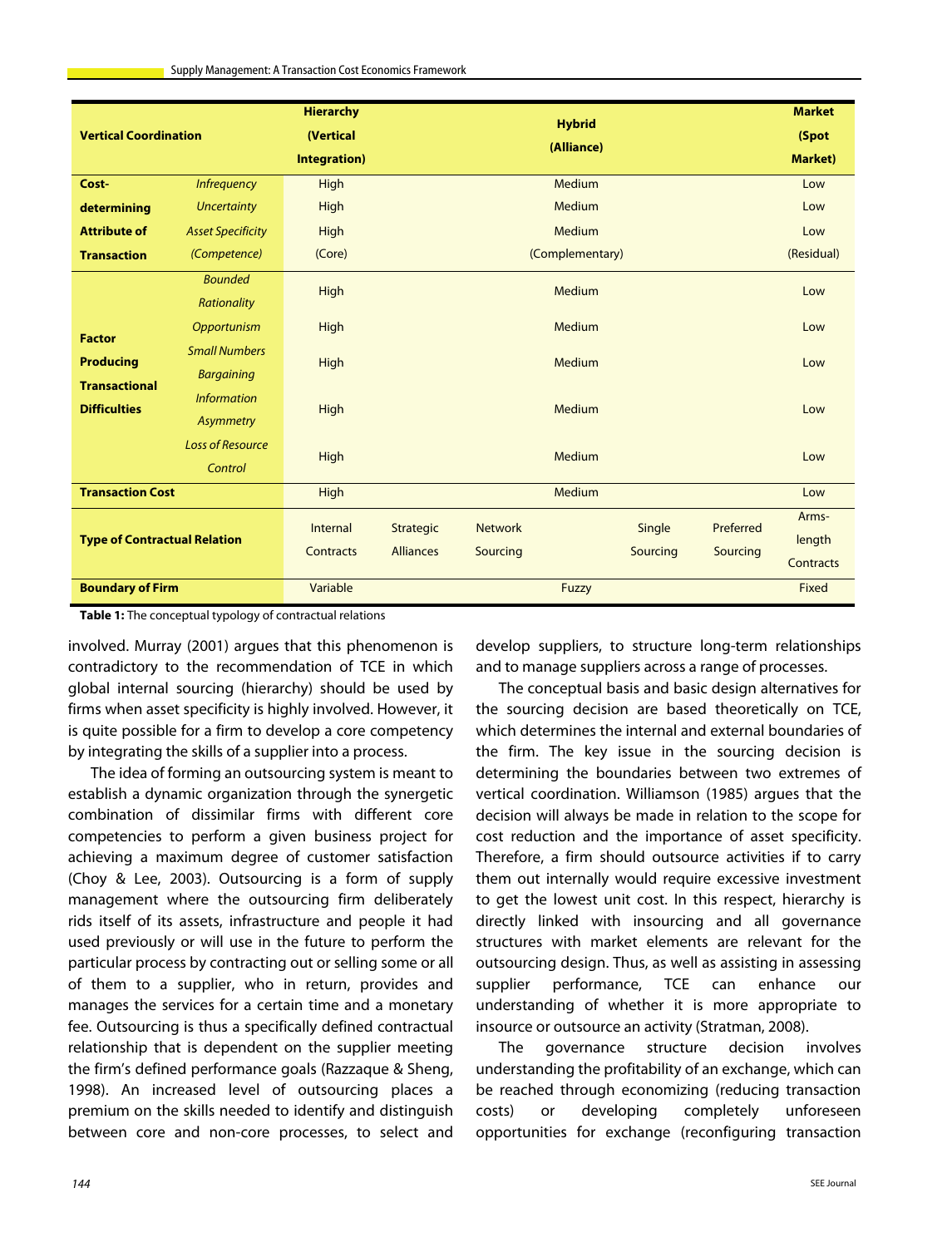| Vertical Coordination | | Hierarchy (Vertical Integration) | Hybrid (Alliance) | | | | Market (Spot Market) |
|---|---|---|---|---|---|---|---|
| Cost-determining Attribute of Transaction | *Infrequency* | High | Medium | | | | Low |
| | *Uncertainty* | High | Medium | | | | Low |
| | *Asset Specificity* | High | Medium | | | | Low |
| | *(Competence)* | (Core) | (Complementary) | | | | (Residual) |
| Factor Producing Transactional Difficulties | *Bounded Rationality* | High | Medium | | | | Low |
| | *Opportunism* | High | Medium | | | | Low |
| | *Small Numbers Bargaining* | High | Medium | | | | Low |
| | *Information Asymmetry* | High | Medium | | | | Low |
| | *Loss of Resource Control* | High | Medium | | | | Low |
| Transaction Cost | | High | Medium | | | | Low |
| Type of Contractual Relation | | Internal Contracts | Strategic Alliances | Network Sourcing | Single Sourcing | Preferred Sourcing | Arms-length Contracts |
| Boundary of Firm | | Variable | Fuzzy | | | | Fixed |

**Table 1:** The conceptual typology of contractual relations

involved. Murray (2001) argues that this phenomenon is contradictory to the recommendation of TCE in which global internal sourcing (hierarchy) should be used by firms when asset specificity is highly involved. However, it is quite possible for a firm to develop a core competency by integrating the skills of a supplier into a process.

The idea of forming an outsourcing system is meant to establish a dynamic organization through the synergetic combination of dissimilar firms with different core competencies to perform a given business project for achieving a maximum degree of customer satisfaction (Choy & Lee, 2003). Outsourcing is a form of supply management where the outsourcing firm deliberately rids itself of its assets, infrastructure and people it had used previously or will use in the future to perform the particular process by contracting out or selling some or all of them to a supplier, who in return, provides and manages the services for a certain time and a monetary fee. Outsourcing is thus a specifically defined contractual relationship that is dependent on the supplier meeting the firm's defined performance goals (Razzaque & Sheng, 1998). An increased level of outsourcing places a premium on the skills needed to identify and distinguish between core and non-core processes, to select and develop suppliers, to structure long-term relationships and to manage suppliers across a range of processes.

The conceptual basis and basic design alternatives for the sourcing decision are based theoretically on TCE, which determines the internal and external boundaries of the firm. The key issue in the sourcing decision is determining the boundaries between two extremes of vertical coordination. Williamson (1985) argues that the decision will always be made in relation to the scope for cost reduction and the importance of asset specificity. Therefore, a firm should outsource activities if to carry them out internally would require excessive investment to get the lowest unit cost. In this respect, hierarchy is directly linked with insourcing and all governance structures with market elements are relevant for the outsourcing design. Thus, as well as assisting in assessing supplier performance, TCE can enhance our understanding of whether it is more appropriate to insource or outsource an activity (Stratman, 2008).

The governance structure decision involves understanding the profitability of an exchange, which can be reached through economizing (reducing transaction costs) or developing completely unforeseen opportunities for exchange (reconfiguring transaction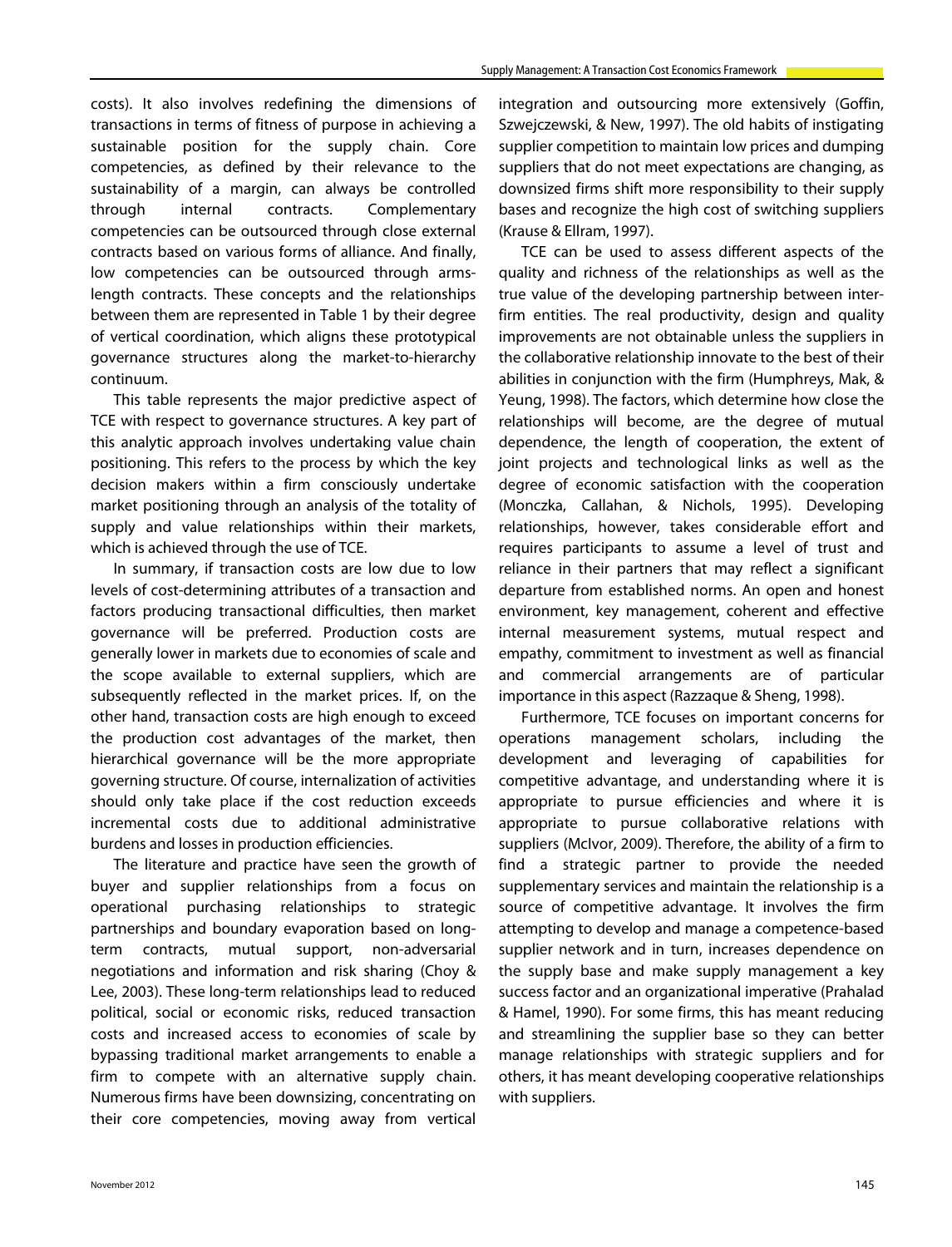costs). It also involves redefining the dimensions of transactions in terms of fitness of purpose in achieving a sustainable position for the supply chain. Core competencies, as defined by their relevance to the sustainability of a margin, can always be controlled through internal contracts. Complementary competencies can be outsourced through close external contracts based on various forms of alliance. And finally, low competencies can be outsourced through arms-length contracts. These concepts and the relationships between them are represented in Table 1 by their degree of vertical coordination, which aligns these prototypical governance structures along the market-to-hierarchy continuum.

This table represents the major predictive aspect of TCE with respect to governance structures. A key part of this analytic approach involves undertaking value chain positioning. This refers to the process by which the key decision makers within a firm consciously undertake market positioning through an analysis of the totality of supply and value relationships within their markets, which is achieved through the use of TCE.

In summary, if transaction costs are low due to low levels of cost-determining attributes of a transaction and factors producing transactional difficulties, then market governance will be preferred. Production costs are generally lower in markets due to economies of scale and the scope available to external suppliers, which are subsequently reflected in the market prices. If, on the other hand, transaction costs are high enough to exceed the production cost advantages of the market, then hierarchical governance will be the more appropriate governing structure. Of course, internalization of activities should only take place if the cost reduction exceeds incremental costs due to additional administrative burdens and losses in production efficiencies.

The literature and practice have seen the growth of buyer and supplier relationships from a focus on operational purchasing relationships to strategic partnerships and boundary evaporation based on long-term contracts, mutual support, non-adversarial negotiations and information and risk sharing (Choy & Lee, 2003). These long-term relationships lead to reduced political, social or economic risks, reduced transaction costs and increased access to economies of scale by bypassing traditional market arrangements to enable a firm to compete with an alternative supply chain. Numerous firms have been downsizing, concentrating on their core competencies, moving away from vertical integration and outsourcing more extensively (Goffin, Szwejczewski, & New, 1997). The old habits of instigating supplier competition to maintain low prices and dumping suppliers that do not meet expectations are changing, as downsized firms shift more responsibility to their supply bases and recognize the high cost of switching suppliers (Krause & Ellram, 1997).

TCE can be used to assess different aspects of the quality and richness of the relationships as well as the true value of the developing partnership between inter-firm entities. The real productivity, design and quality improvements are not obtainable unless the suppliers in the collaborative relationship innovate to the best of their abilities in conjunction with the firm (Humphreys, Mak, & Yeung, 1998). The factors, which determine how close the relationships will become, are the degree of mutual dependence, the length of cooperation, the extent of joint projects and technological links as well as the degree of economic satisfaction with the cooperation (Monczka, Callahan, & Nichols, 1995). Developing relationships, however, takes considerable effort and requires participants to assume a level of trust and reliance in their partners that may reflect a significant departure from established norms. An open and honest environment, key management, coherent and effective internal measurement systems, mutual respect and empathy, commitment to investment as well as financial and commercial arrangements are of particular importance in this aspect (Razzaque & Sheng, 1998).

Furthermore, TCE focuses on important concerns for operations management scholars, including the development and leveraging of capabilities for competitive advantage, and understanding where it is appropriate to pursue efficiencies and where it is appropriate to pursue collaborative relations with suppliers (McIvor, 2009). Therefore, the ability of a firm to find a strategic partner to provide the needed supplementary services and maintain the relationship is a source of competitive advantage. It involves the firm attempting to develop and manage a competence-based supplier network and in turn, increases dependence on the supply base and make supply management a key success factor and an organizational imperative (Prahalad & Hamel, 1990). For some firms, this has meant reducing and streamlining the supplier base so they can better manage relationships with strategic suppliers and for others, it has meant developing cooperative relationships with suppliers.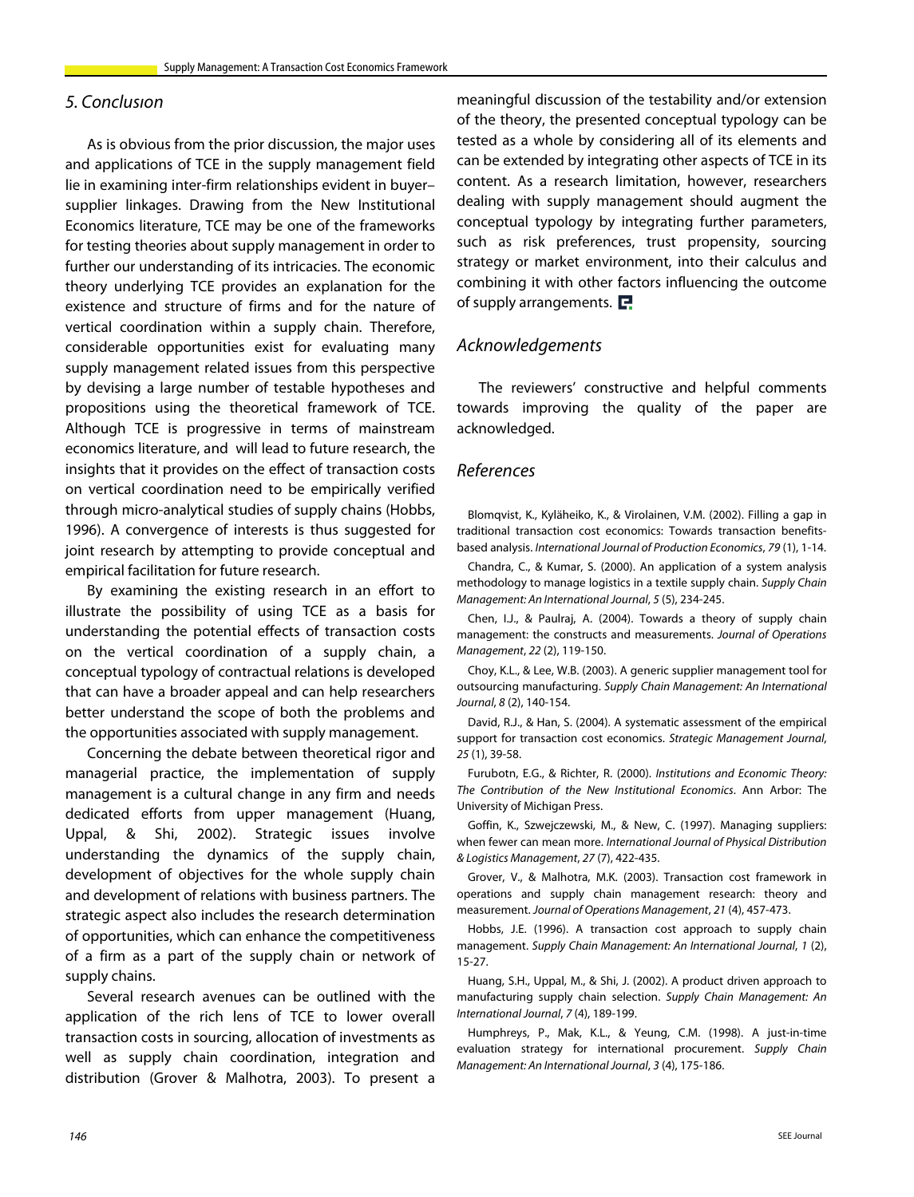## 5. Conclusıon

As is obvious from the prior discussion, the major uses and applications of TCE in the supply management field lie in examining inter-firm relationships evident in buyer–supplier linkages. Drawing from the New Institutional Economics literature, TCE may be one of the frameworks for testing theories about supply management in order to further our understanding of its intricacies. The economic theory underlying TCE provides an explanation for the existence and structure of firms and for the nature of vertical coordination within a supply chain. Therefore, considerable opportunities exist for evaluating many supply management related issues from this perspective by devising a large number of testable hypotheses and propositions using the theoretical framework of TCE. Although TCE is progressive in terms of mainstream economics literature, and will lead to future research, the insights that it provides on the effect of transaction costs on vertical coordination need to be empirically verified through micro-analytical studies of supply chains (Hobbs, 1996). A convergence of interests is thus suggested for joint research by attempting to provide conceptual and empirical facilitation for future research.

By examining the existing research in an effort to illustrate the possibility of using TCE as a basis for understanding the potential effects of transaction costs on the vertical coordination of a supply chain, a conceptual typology of contractual relations is developed that can have a broader appeal and can help researchers better understand the scope of both the problems and the opportunities associated with supply management.

Concerning the debate between theoretical rigor and managerial practice, the implementation of supply management is a cultural change in any firm and needs dedicated efforts from upper management (Huang, Uppal, & Shi, 2002). Strategic issues involve understanding the dynamics of the supply chain, development of objectives for the whole supply chain and development of relations with business partners. The strategic aspect also includes the research determination of opportunities, which can enhance the competitiveness of a firm as a part of the supply chain or network of supply chains.

Several research avenues can be outlined with the application of the rich lens of TCE to lower overall transaction costs in sourcing, allocation of investments as well as supply chain coordination, integration and distribution (Grover & Malhotra, 2003). To present a meaningful discussion of the testability and/or extension of the theory, the presented conceptual typology can be tested as a whole by considering all of its elements and can be extended by integrating other aspects of TCE in its content. As a research limitation, however, researchers dealing with supply management should augment the conceptual typology by integrating further parameters, such as risk preferences, trust propensity, sourcing strategy or market environment, into their calculus and combining it with other factors influencing the outcome of supply arrangements.

## Acknowledgements

The reviewers' constructive and helpful comments towards improving the quality of the paper are acknowledged.

## References

Blomqvist, K., Kyläheiko, K., & Virolainen, V.M. (2002). Filling a gap in traditional transaction cost economics: Towards transaction benefits-based analysis. *International Journal of Production Economics*, *79* (1), 1-14.

Chandra, C., & Kumar, S. (2000). An application of a system analysis methodology to manage logistics in a textile supply chain. *Supply Chain Management: An International Journal*, *5* (5), 234-245.

Chen, I.J., & Paulraj, A. (2004). Towards a theory of supply chain management: the constructs and measurements. *Journal of Operations Management*, *22* (2), 119-150.

Choy, K.L., & Lee, W.B. (2003). A generic supplier management tool for outsourcing manufacturing. *Supply Chain Management: An International Journal*, *8* (2), 140-154.

David, R.J., & Han, S. (2004). A systematic assessment of the empirical support for transaction cost economics. *Strategic Management Journal*, *25* (1), 39-58.

Furubotn, E.G., & Richter, R. (2000). *Institutions and Economic Theory: The Contribution of the New Institutional Economics*. Ann Arbor: The University of Michigan Press.

Goffin, K., Szwejczewski, M., & New, C. (1997). Managing suppliers: when fewer can mean more. *International Journal of Physical Distribution & Logistics Management*, *27* (7), 422-435.

Grover, V., & Malhotra, M.K. (2003). Transaction cost framework in operations and supply chain management research: theory and measurement. *Journal of Operations Management*, *21* (4), 457-473.

Hobbs, J.E. (1996). A transaction cost approach to supply chain management. *Supply Chain Management: An International Journal*, *1* (2), 15-27.

Huang, S.H., Uppal, M., & Shi, J. (2002). A product driven approach to manufacturing supply chain selection. *Supply Chain Management: An International Journal*, *7* (4), 189-199.

Humphreys, P., Mak, K.L., & Yeung, C.M. (1998). A just-in-time evaluation strategy for international procurement. *Supply Chain Management: An International Journal*, *3* (4), 175-186.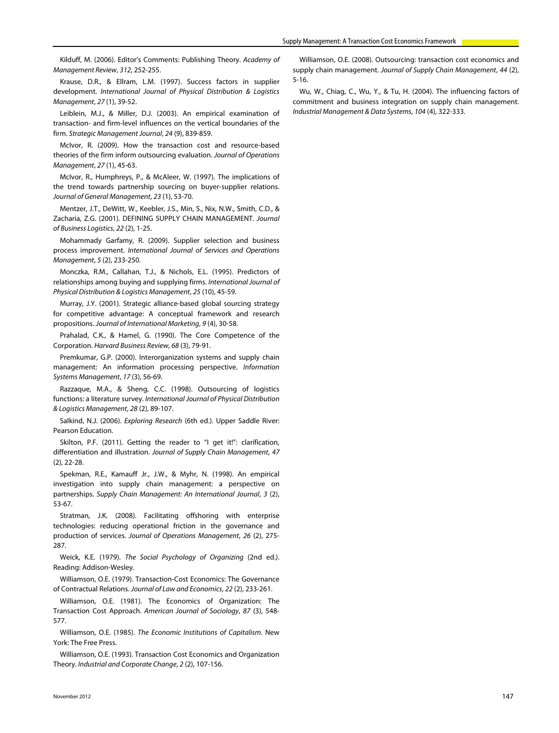Kilduff, M. (2006). Editor's Comments: Publishing Theory. *Academy of Management Review*, *312*, 252-255.

Krause, D.R., & Ellram, L.M. (1997). Success factors in supplier development. *International Journal of Physical Distribution & Logistics Management*, *27* (1), 39-52.

Leiblein, M.J., & Miller, D.J. (2003). An empirical examination of transaction- and firm-level influences on the vertical boundaries of the firm. *Strategic Management Journal*, *24* (9), 839-859.

McIvor, R. (2009). How the transaction cost and resource-based theories of the firm inform outsourcing evaluation. *Journal of Operations Management*, *27* (1), 45-63.

McIvor, R., Humphreys, P., & McAleer, W. (1997). The implications of the trend towards partnership sourcing on buyer-supplier relations. *Journal of General Management*, *23* (1), 53-70.

Mentzer, J.T., DeWitt, W., Keebler, J.S., Min, S., Nix, N.W., Smith, C.D., & Zacharia, Z.G. (2001). DEFINING SUPPLY CHAIN MANAGEMENT. *Journal of Business Logistics*, *22* (2), 1-25.

Mohammady Garfamy, R. (2009). Supplier selection and business process improvement. *International Journal of Services and Operations Management*, *5* (2), 233-250.

Monczka, R.M., Callahan, T.J., & Nichols, E.L. (1995). Predictors of relationships among buying and supplying firms. *International Journal of Physical Distribution & Logistics Management*, *25* (10), 45-59.

Murray, J.Y. (2001). Strategic alliance-based global sourcing strategy for competitive advantage: A conceptual framework and research propositions. *Journal of International Marketing*, *9* (4), 30-58.

Prahalad, C.K., & Hamel, G. (1990). The Core Competence of the Corporation. *Harvard Business Review*, *68* (3), 79-91.

Premkumar, G.P. (2000). Interorganization systems and supply chain management: An information processing perspective. *Information Systems Management*, *17* (3), 56-69.

Razzaque, M.A., & Sheng, C.C. (1998). Outsourcing of logistics functions: a literature survey. *International Journal of Physical Distribution & Logistics Management*, *28* (2), 89-107.

Salkind, N.J. (2006). *Exploring Research* (6th ed.). Upper Saddle River: Pearson Education.

Skilton, P.F. (2011). Getting the reader to "I get it!": clarification, differentiation and illustration. *Journal of Supply Chain Management*, *47* (2), 22-28.

Spekman, R.E., Kamauff Jr., J.W., & Myhr, N. (1998). An empirical investigation into supply chain management: a perspective on partnerships. *Supply Chain Management: An International Journal*, *3* (2), 53-67.

Stratman, J.K. (2008). Facilitating offshoring with enterprise technologies: reducing operational friction in the governance and production of services. *Journal of Operations Management*, *26* (2), 275-287.

Weick, K.E. (1979). *The Social Psychology of Organizing* (2nd ed.). Reading: Addison-Wesley.

Williamson, O.E. (1979). Transaction-Cost Economics: The Governance of Contractual Relations. *Journal of Law and Economics*, *22* (2), 233-261.

Williamson, O.E. (1981). The Economics of Organization: The Transaction Cost Approach. *American Journal of Sociology*, *87* (3), 548-577.

Williamson, O.E. (1985). *The Economic Institutions of Capitalism*. New York: The Free Press.

Williamson, O.E. (1993). Transaction Cost Economics and Organization Theory. *Industrial and Corporate Change*, *2* (2), 107-156.

Williamson, O.E. (2008). Outsourcing: transaction cost economics and supply chain management. *Journal of Supply Chain Management*, *44* (2), 5-16.

Wu, W., Chiag, C., Wu, Y., & Tu, H. (2004). The influencing factors of commitment and business integration on supply chain management. *Industrial Management & Data Systems*, *104* (4), 322-333.